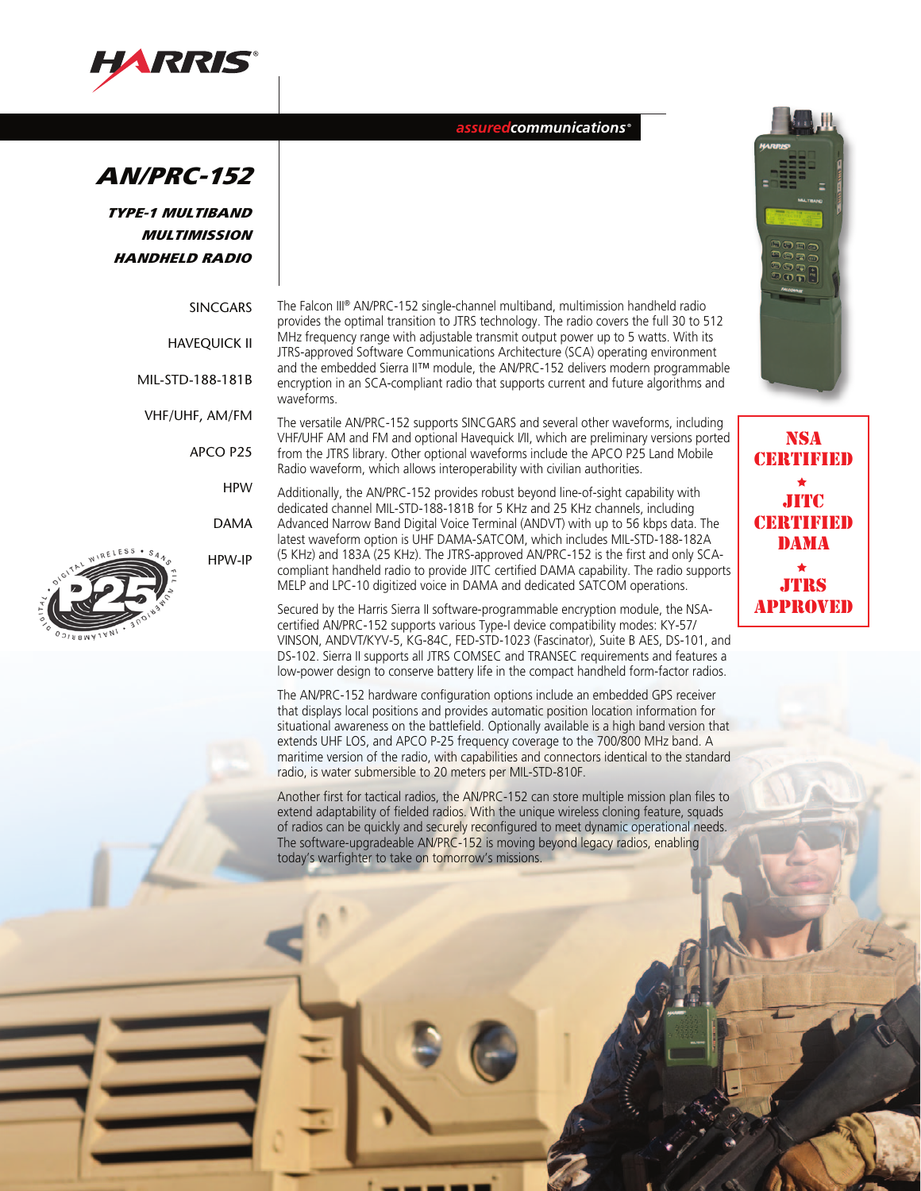HARRIS®

*assuredcommunications®*

# AN/PRC-152

## TYPE-1 MULTIBAND MULTIMISSION HANDHELD RADIO

- SINCGARS
- HAVEQUICK II
- MIL-STD-188-181B
- VHF/UHF, AM/FM
- APCO P25
- HPW
- DAMA
- HPW-IP

The Falcon III® AN/PRC-152 single-channel multiband, multimission handheld radio provides the optimal transition to JTRS technology. The radio covers the full 30 to 512 MHz frequency range with adjustable transmit output power up to 5 watts. With its JTRS-approved Software Communications Architecture (SCA) operating environment and the embedded Sierra II™ module, the AN/PRC-152 delivers modern programmable encryption in an SCA-compliant radio that supports current and future algorithms and waveforms.

The versatile AN/PRC-152 supports SINCGARS and several other waveforms, including VHF/UHF AM and FM and optional Havequick I/II, which are preliminary versions ported from the JTRS library. Other optional waveforms include the APCO P25 Land Mobile Radio waveform, which allows interoperability with civilian authorities.

Additionally, the AN/PRC-152 provides robust beyond line-of-sight capability with dedicated channel MIL-STD-188-181B for 5 KHz and 25 KHz channels, including Advanced Narrow Band Digital Voice Terminal (ANDVT) with up to 56 kbps data. The latest waveform option is UHF DAMA-SATCOM, which includes MIL-STD-188-182A (5 KHz) and 183A (25 KHz). The JTRS-approved AN/PRC-152 is the first and only SCA-compliant handheld radio to provide JITC certified DAMA capability. The radio supports MELP and LPC-10 digitized voice in DAMA and dedicated SATCOM operations.

Secured by the Harris Sierra II software-programmable encryption module, the NSA-certified AN/PRC-152 supports various Type-I device compatibility modes: KY-57/VINSON, ANDVT/KYV-5, KG-84C, FED-STD-1023 (Fascinator), Suite B AES, DS-101, and DS-102. Sierra II supports all JTRS COMSEC and TRANSEC requirements and features a low-power design to conserve battery life in the compact handheld form-factor radios.

The AN/PRC-152 hardware configuration options include an embedded GPS receiver that displays local positions and provides automatic position location information for situational awareness on the battlefield. Optionally available is a high band version that extends UHF LOS, and APCO P-25 frequency coverage to the 700/800 MHz band. A maritime version of the radio, with capabilities and connectors identical to the standard radio, is water submersible to 20 meters per MIL-STD-810F.

Another first for tactical radios, the AN/PRC-152 can store multiple mission plan files to extend adaptability of fielded radios. With the unique wireless cloning feature, squads of radios can be quickly and securely reconfigured to meet dynamic operational needs. The software-upgradeable AN/PRC-152 is moving beyond legacy radios, enabling today's warfighter to take on tomorrow's missions.

**NSA CERTIFIED**
★
**JITC CERTIFIED DAMA**
★
**JTRS APPROVED**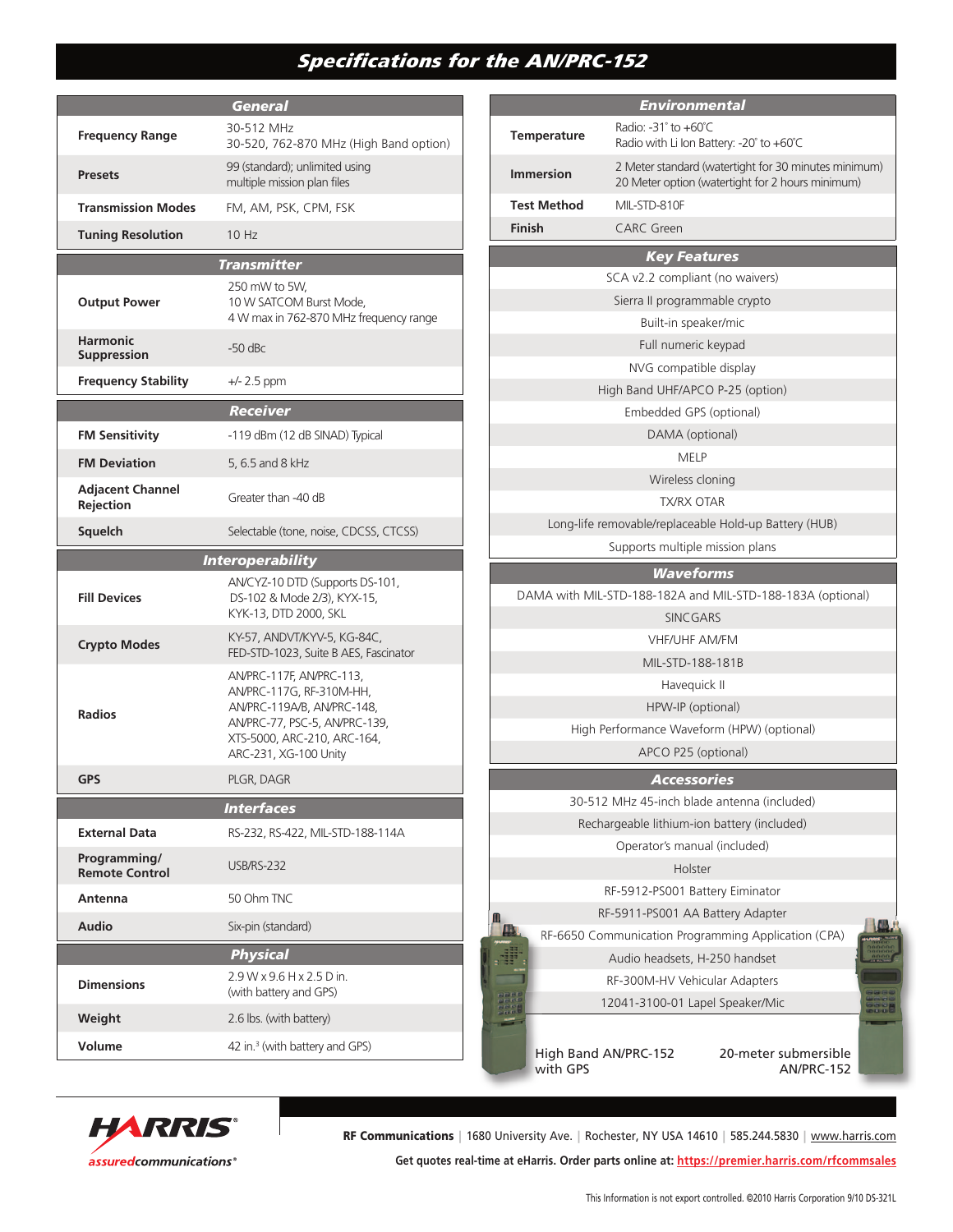# Specifications for the AN/PRC-152

## General

| | |
|---|---|
| **Frequency Range** | 30-512 MHz<br>30-520, 762-870 MHz (High Band option) |
| **Presets** | 99 (standard); unlimited using multiple mission plan files |
| **Transmission Modes** | FM, AM, PSK, CPM, FSK |
| **Tuning Resolution** | 10 Hz |

## Transmitter

| | |
|---|---|
| **Output Power** | 250 mW to 5W,<br>10 W SATCOM Burst Mode,<br>4 W max in 762-870 MHz frequency range |
| **Harmonic Suppression** | -50 dBc |
| **Frequency Stability** | +/- 2.5 ppm |

## Receiver

| | |
|---|---|
| **FM Sensitivity** | -119 dBm (12 dB SINAD) Typical |
| **FM Deviation** | 5, 6.5 and 8 kHz |
| **Adjacent Channel Rejection** | Greater than -40 dB |
| **Squelch** | Selectable (tone, noise, CDCSS, CTCSS) |

## Interoperability

| | |
|---|---|
| **Fill Devices** | AN/CYZ-10 DTD (Supports DS-101, DS-102 & Mode 2/3), KYX-15, KYK-13, DTD 2000, SKL |
| **Crypto Modes** | KY-57, ANDVT/KYV-5, KG-84C, FED-STD-1023, Suite B AES, Fascinator |
| **Radios** | AN/PRC-117F, AN/PRC-113, AN/PRC-117G, RF-310M-HH, AN/PRC-119A/B, AN/PRC-148, AN/PRC-77, PSC-5, AN/PRC-139, XTS-5000, ARC-210, ARC-164, ARC-231, XG-100 Unity |
| **GPS** | PLGR, DAGR |

## Interfaces

| | |
|---|---|
| **External Data** | RS-232, RS-422, MIL-STD-188-114A |
| **Programming/ Remote Control** | USB/RS-232 |
| **Antenna** | 50 Ohm TNC |
| **Audio** | Six-pin (standard) |

## Physical

| | |
|---|---|
| **Dimensions** | 2.9 W x 9.6 H x 2.5 D in.<br>(with battery and GPS) |
| **Weight** | 2.6 lbs. (with battery) |
| **Volume** | 42 in.$^3$ (with battery and GPS) |

## Environmental

| | |
|---|---|
| **Temperature** | Radio: -31° to +60°C<br>Radio with Li Ion Battery: -20° to +60°C |
| **Immersion** | 2 Meter standard (watertight for 30 minutes minimum)<br>20 Meter option (watertight for 2 hours minimum) |
| **Test Method** | MIL-STD-810F |
| **Finish** | CARC Green |

## Key Features

- SCA v2.2 compliant (no waivers)
- Sierra II programmable crypto
- Built-in speaker/mic
- Full numeric keypad
- NVG compatible display
- High Band UHF/APCO P-25 (option)
- Embedded GPS (optional)
- DAMA (optional)
- MELP
- Wireless cloning
- TX/RX OTAR
- Long-life removable/replaceable Hold-up Battery (HUB)
- Supports multiple mission plans

## Waveforms

- DAMA with MIL-STD-188-182A and MIL-STD-188-183A (optional)
- SINCGARS
- VHF/UHF AM/FM
- MIL-STD-188-181B
- Havequick II
- HPW-IP (optional)
- High Performance Waveform (HPW) (optional)
- APCO P25 (optional)

## Accessories

- 30-512 MHz 45-inch blade antenna (included)
- Rechargeable lithium-ion battery (included)
- Operator's manual (included)
- Holster
- RF-5912-PS001 Battery Eiminator
- RF-5911-PS001 AA Battery Adapter
- RF-6650 Communication Programming Application (CPA)
- Audio headsets, H-250 handset
- RF-300M-HV Vehicular Adapters
- 12041-3100-01 Lapel Speaker/Mic

High Band AN/PRC-152 with GPS

20-meter submersible AN/PRC-152

HARRIS®
assuredcommunications®

**RF Communications** | 1680 University Ave. | Rochester, NY USA 14610 | 585.244.5830 | www.harris.com

**Get quotes real-time at eHarris. Order parts online at: https://premier.harris.com/rfcommsales**

This Information is not export controlled. ©2010 Harris Corporation 9/10 DS-321L